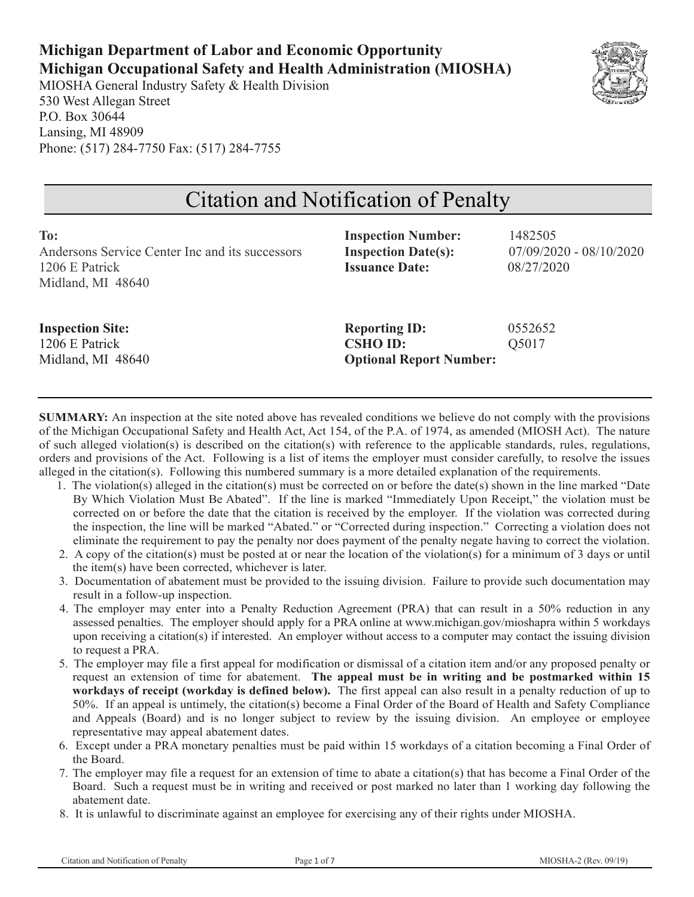**Michigan Department of Labor and Economic Opportunity**
**Michigan Occupational Safety and Health Administration (MIOSHA)**
MIOSHA General Industry Safety & Health Division
530 West Allegan Street
P.O. Box 30644
Lansing, MI 48909
Phone: (517) 284-7750 Fax: (517) 284-7755

# Citation and Notification of Penalty

**To:**
Andersons Service Center Inc and its successors
1206 E Patrick
Midland, MI 48640

**Inspection Number:** 1482505
**Inspection Date(s):** 07/09/2020 - 08/10/2020
**Issuance Date:** 08/27/2020

**Inspection Site:**
1206 E Patrick
Midland, MI 48640

**Reporting ID:** 0552652
**CSHO ID:** Q5017
**Optional Report Number:**

**SUMMARY:** An inspection at the site noted above has revealed conditions we believe do not comply with the provisions of the Michigan Occupational Safety and Health Act, Act 154, of the P.A. of 1974, as amended (MIOSH Act). The nature of such alleged violation(s) is described on the citation(s) with reference to the applicable standards, rules, regulations, orders and provisions of the Act. Following is a list of items the employer must consider carefully, to resolve the issues alleged in the citation(s). Following this numbered summary is a more detailed explanation of the requirements.

1. The violation(s) alleged in the citation(s) must be corrected on or before the date(s) shown in the line marked "Date By Which Violation Must Be Abated". If the line is marked "Immediately Upon Receipt," the violation must be corrected on or before the date that the citation is received by the employer. If the violation was corrected during the inspection, the line will be marked "Abated." or "Corrected during inspection." Correcting a violation does not eliminate the requirement to pay the penalty nor does payment of the penalty negate having to correct the violation.
2. A copy of the citation(s) must be posted at or near the location of the violation(s) for a minimum of 3 days or until the item(s) have been corrected, whichever is later.
3. Documentation of abatement must be provided to the issuing division. Failure to provide such documentation may result in a follow-up inspection.
4. The employer may enter into a Penalty Reduction Agreement (PRA) that can result in a 50% reduction in any assessed penalties. The employer should apply for a PRA online at www.michigan.gov/mioshapra within 5 workdays upon receiving a citation(s) if interested. An employer without access to a computer may contact the issuing division to request a PRA.
5. The employer may file a first appeal for modification or dismissal of a citation item and/or any proposed penalty or request an extension of time for abatement. **The appeal must be in writing and be postmarked within 15 workdays of receipt (workday is defined below).** The first appeal can also result in a penalty reduction of up to 50%. If an appeal is untimely, the citation(s) become a Final Order of the Board of Health and Safety Compliance and Appeals (Board) and is no longer subject to review by the issuing division. An employee or employee representative may appeal abatement dates.
6. Except under a PRA monetary penalties must be paid within 15 workdays of a citation becoming a Final Order of the Board.
7. The employer may file a request for an extension of time to abate a citation(s) that has become a Final Order of the Board. Such a request must be in writing and received or post marked no later than 1 working day following the abatement date.
8. It is unlawful to discriminate against an employee for exercising any of their rights under MIOSHA.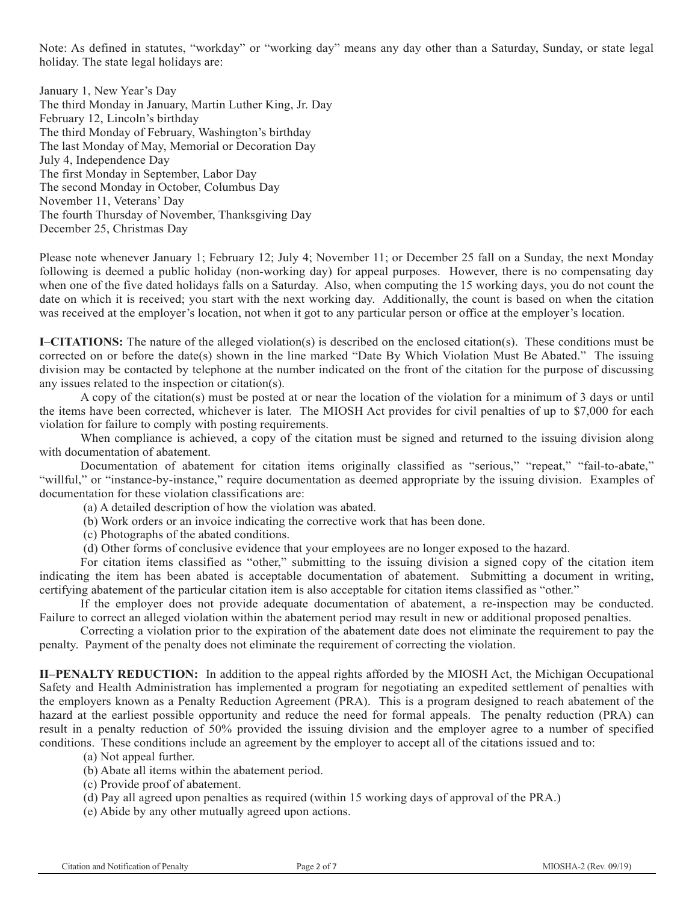Note: As defined in statutes, "workday" or "working day" means any day other than a Saturday, Sunday, or state legal holiday. The state legal holidays are:

January 1, New Year's Day
The third Monday in January, Martin Luther King, Jr. Day
February 12, Lincoln's birthday
The third Monday of February, Washington's birthday
The last Monday of May, Memorial or Decoration Day
July 4, Independence Day
The first Monday in September, Labor Day
The second Monday in October, Columbus Day
November 11, Veterans' Day
The fourth Thursday of November, Thanksgiving Day
December 25, Christmas Day

Please note whenever January 1; February 12; July 4; November 11; or December 25 fall on a Sunday, the next Monday following is deemed a public holiday (non-working day) for appeal purposes. However, there is no compensating day when one of the five dated holidays falls on a Saturday. Also, when computing the 15 working days, you do not count the date on which it is received; you start with the next working day. Additionally, the count is based on when the citation was received at the employer's location, not when it got to any particular person or office at the employer's location.

**I–CITATIONS:** The nature of the alleged violation(s) is described on the enclosed citation(s). These conditions must be corrected on or before the date(s) shown in the line marked "Date By Which Violation Must Be Abated." The issuing division may be contacted by telephone at the number indicated on the front of the citation for the purpose of discussing any issues related to the inspection or citation(s).

A copy of the citation(s) must be posted at or near the location of the violation for a minimum of 3 days or until the items have been corrected, whichever is later. The MIOSH Act provides for civil penalties of up to $7,000 for each violation for failure to comply with posting requirements.

When compliance is achieved, a copy of the citation must be signed and returned to the issuing division along with documentation of abatement.

Documentation of abatement for citation items originally classified as "serious," "repeat," "fail-to-abate," "willful," or "instance-by-instance," require documentation as deemed appropriate by the issuing division. Examples of documentation for these violation classifications are:

(a) A detailed description of how the violation was abated.
(b) Work orders or an invoice indicating the corrective work that has been done.
(c) Photographs of the abated conditions.
(d) Other forms of conclusive evidence that your employees are no longer exposed to the hazard.

For citation items classified as "other," submitting to the issuing division a signed copy of the citation item indicating the item has been abated is acceptable documentation of abatement. Submitting a document in writing, certifying abatement of the particular citation item is also acceptable for citation items classified as "other."

If the employer does not provide adequate documentation of abatement, a re-inspection may be conducted. Failure to correct an alleged violation within the abatement period may result in new or additional proposed penalties.

Correcting a violation prior to the expiration of the abatement date does not eliminate the requirement to pay the penalty. Payment of the penalty does not eliminate the requirement of correcting the violation.

**II–PENALTY REDUCTION:** In addition to the appeal rights afforded by the MIOSH Act, the Michigan Occupational Safety and Health Administration has implemented a program for negotiating an expedited settlement of penalties with the employers known as a Penalty Reduction Agreement (PRA). This is a program designed to reach abatement of the hazard at the earliest possible opportunity and reduce the need for formal appeals. The penalty reduction (PRA) can result in a penalty reduction of 50% provided the issuing division and the employer agree to a number of specified conditions. These conditions include an agreement by the employer to accept all of the citations issued and to:

(a) Not appeal further.
(b) Abate all items within the abatement period.
(c) Provide proof of abatement.
(d) Pay all agreed upon penalties as required (within 15 working days of approval of the PRA.)
(e) Abide by any other mutually agreed upon actions.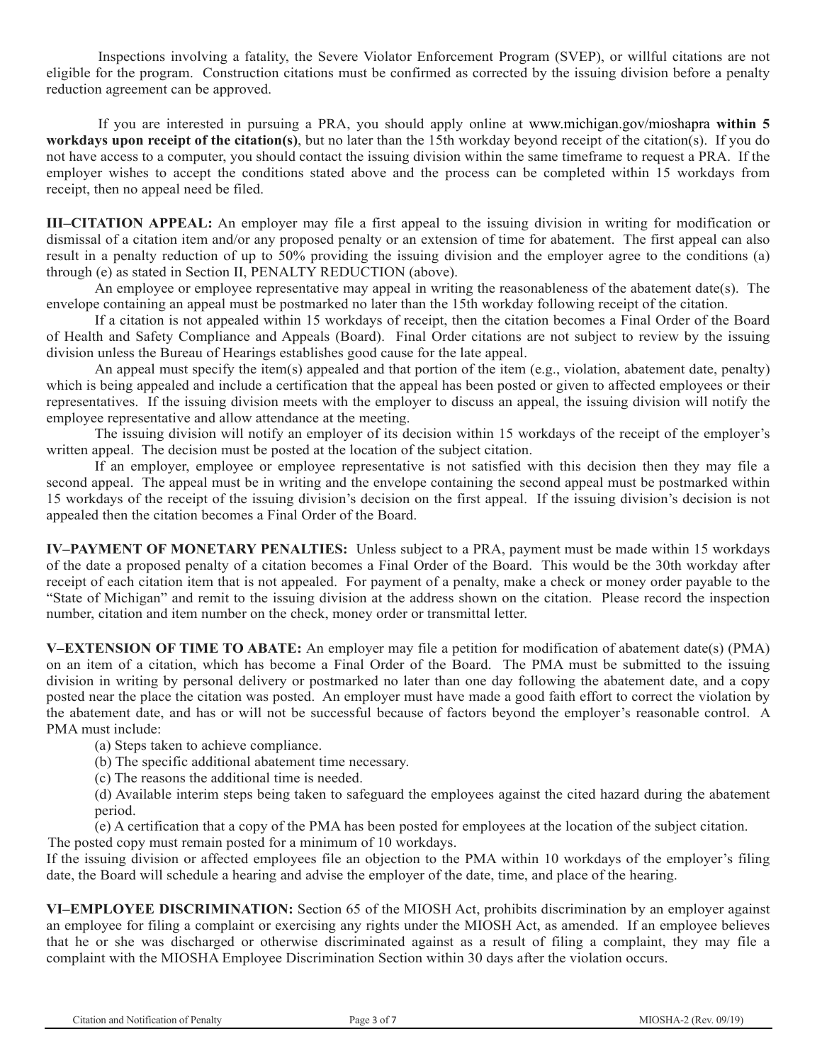Inspections involving a fatality, the Severe Violator Enforcement Program (SVEP), or willful citations are not eligible for the program. Construction citations must be confirmed as corrected by the issuing division before a penalty reduction agreement can be approved.

If you are interested in pursuing a PRA, you should apply online at www.michigan.gov/mioshapra **within 5 workdays upon receipt of the citation(s)**, but no later than the 15th workday beyond receipt of the citation(s). If you do not have access to a computer, you should contact the issuing division within the same timeframe to request a PRA. If the employer wishes to accept the conditions stated above and the process can be completed within 15 workdays from receipt, then no appeal need be filed.

**III–CITATION APPEAL:** An employer may file a first appeal to the issuing division in writing for modification or dismissal of a citation item and/or any proposed penalty or an extension of time for abatement. The first appeal can also result in a penalty reduction of up to 50% providing the issuing division and the employer agree to the conditions (a) through (e) as stated in Section II, PENALTY REDUCTION (above).

An employee or employee representative may appeal in writing the reasonableness of the abatement date(s). The envelope containing an appeal must be postmarked no later than the 15th workday following receipt of the citation.

If a citation is not appealed within 15 workdays of receipt, then the citation becomes a Final Order of the Board of Health and Safety Compliance and Appeals (Board). Final Order citations are not subject to review by the issuing division unless the Bureau of Hearings establishes good cause for the late appeal.

An appeal must specify the item(s) appealed and that portion of the item (e.g., violation, abatement date, penalty) which is being appealed and include a certification that the appeal has been posted or given to affected employees or their representatives. If the issuing division meets with the employer to discuss an appeal, the issuing division will notify the employee representative and allow attendance at the meeting.

The issuing division will notify an employer of its decision within 15 workdays of the receipt of the employer's written appeal. The decision must be posted at the location of the subject citation.

If an employer, employee or employee representative is not satisfied with this decision then they may file a second appeal. The appeal must be in writing and the envelope containing the second appeal must be postmarked within 15 workdays of the receipt of the issuing division's decision on the first appeal. If the issuing division's decision is not appealed then the citation becomes a Final Order of the Board.

**IV–PAYMENT OF MONETARY PENALTIES:** Unless subject to a PRA, payment must be made within 15 workdays of the date a proposed penalty of a citation becomes a Final Order of the Board. This would be the 30th workday after receipt of each citation item that is not appealed. For payment of a penalty, make a check or money order payable to the "State of Michigan" and remit to the issuing division at the address shown on the citation. Please record the inspection number, citation and item number on the check, money order or transmittal letter.

**V–EXTENSION OF TIME TO ABATE:** An employer may file a petition for modification of abatement date(s) (PMA) on an item of a citation, which has become a Final Order of the Board. The PMA must be submitted to the issuing division in writing by personal delivery or postmarked no later than one day following the abatement date, and a copy posted near the place the citation was posted. An employer must have made a good faith effort to correct the violation by the abatement date, and has or will not be successful because of factors beyond the employer's reasonable control. A PMA must include:

(a) Steps taken to achieve compliance.

(b) The specific additional abatement time necessary.

(c) The reasons the additional time is needed.

(d) Available interim steps being taken to safeguard the employees against the cited hazard during the abatement period.

(e) A certification that a copy of the PMA has been posted for employees at the location of the subject citation.

The posted copy must remain posted for a minimum of 10 workdays.

If the issuing division or affected employees file an objection to the PMA within 10 workdays of the employer's filing date, the Board will schedule a hearing and advise the employer of the date, time, and place of the hearing.

**VI–EMPLOYEE DISCRIMINATION:** Section 65 of the MIOSH Act, prohibits discrimination by an employer against an employee for filing a complaint or exercising any rights under the MIOSH Act, as amended. If an employee believes that he or she was discharged or otherwise discriminated against as a result of filing a complaint, they may file a complaint with the MIOSHA Employee Discrimination Section within 30 days after the violation occurs.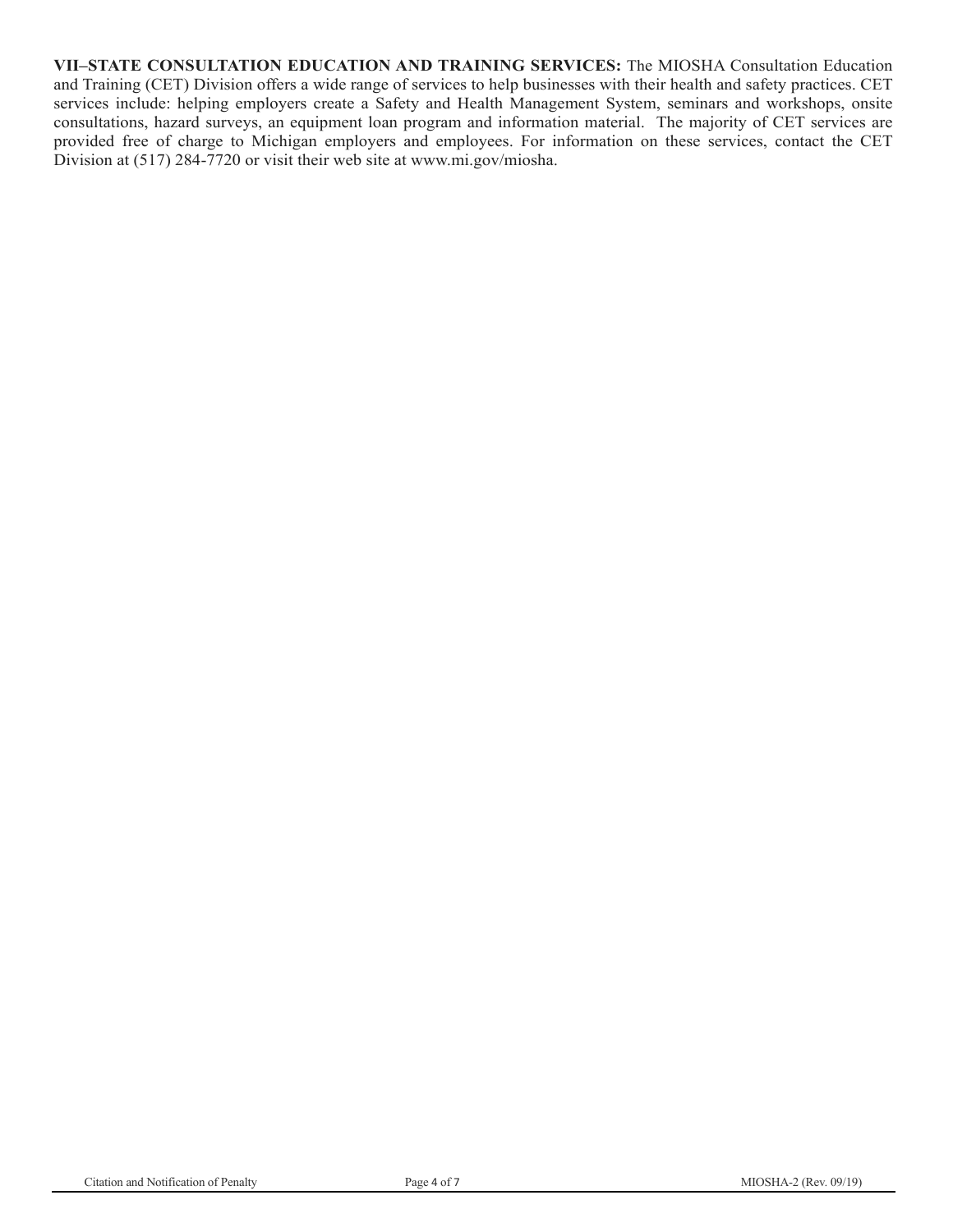**VII–STATE CONSULTATION EDUCATION AND TRAINING SERVICES:** The MIOSHA Consultation Education and Training (CET) Division offers a wide range of services to help businesses with their health and safety practices. CET services include: helping employers create a Safety and Health Management System, seminars and workshops, onsite consultations, hazard surveys, an equipment loan program and information material. The majority of CET services are provided free of charge to Michigan employers and employees. For information on these services, contact the CET Division at (517) 284-7720 or visit their web site at www.mi.gov/miosha.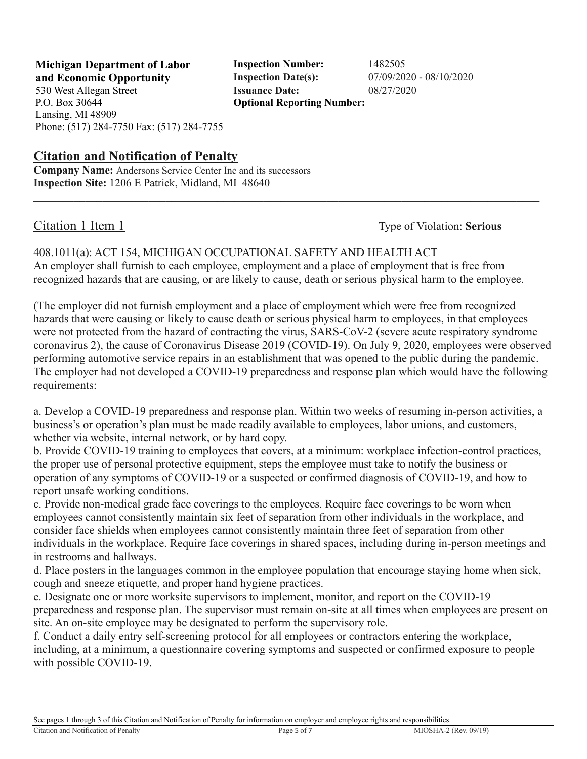**Michigan Department of Labor and Economic Opportunity**
530 West Allegan Street
P.O. Box 30644
Lansing, MI 48909
Phone: (517) 284-7750 Fax: (517) 284-7755

**Inspection Number:** 1482505
**Inspection Date(s):** 07/09/2020 - 08/10/2020
**Issuance Date:** 08/27/2020
**Optional Reporting Number:**

## Citation and Notification of Penalty

**Company Name:** Andersons Service Center Inc and its successors
**Inspection Site:** 1206 E Patrick, Midland, MI 48640

---

### Citation 1 Item 1

Type of Violation: **Serious**

408.1011(a): ACT 154, MICHIGAN OCCUPATIONAL SAFETY AND HEALTH ACT
An employer shall furnish to each employee, employment and a place of employment that is free from recognized hazards that are causing, or are likely to cause, death or serious physical harm to the employee.

(The employer did not furnish employment and a place of employment which were free from recognized hazards that were causing or likely to cause death or serious physical harm to employees, in that employees were not protected from the hazard of contracting the virus, SARS-CoV-2 (severe acute respiratory syndrome coronavirus 2), the cause of Coronavirus Disease 2019 (COVID-19). On July 9, 2020, employees were observed performing automotive service repairs in an establishment that was opened to the public during the pandemic. The employer had not developed a COVID-19 preparedness and response plan which would have the following requirements:

a. Develop a COVID-19 preparedness and response plan. Within two weeks of resuming in-person activities, a business's or operation's plan must be made readily available to employees, labor unions, and customers, whether via website, internal network, or by hard copy.
b. Provide COVID-19 training to employees that covers, at a minimum: workplace infection-control practices, the proper use of personal protective equipment, steps the employee must take to notify the business or operation of any symptoms of COVID-19 or a suspected or confirmed diagnosis of COVID-19, and how to report unsafe working conditions.
c. Provide non-medical grade face coverings to the employees. Require face coverings to be worn when employees cannot consistently maintain six feet of separation from other individuals in the workplace, and consider face shields when employees cannot consistently maintain three feet of separation from other individuals in the workplace. Require face coverings in shared spaces, including during in-person meetings and in restrooms and hallways.
d. Place posters in the languages common in the employee population that encourage staying home when sick, cough and sneeze etiquette, and proper hand hygiene practices.
e. Designate one or more worksite supervisors to implement, monitor, and report on the COVID-19 preparedness and response plan. The supervisor must remain on-site at all times when employees are present on site. An on-site employee may be designated to perform the supervisory role.
f. Conduct a daily entry self-screening protocol for all employees or contractors entering the workplace, including, at a minimum, a questionnaire covering symptoms and suspected or confirmed exposure to people with possible COVID-19.

See pages 1 through 3 of this Citation and Notification of Penalty for information on employer and employee rights and responsibilities.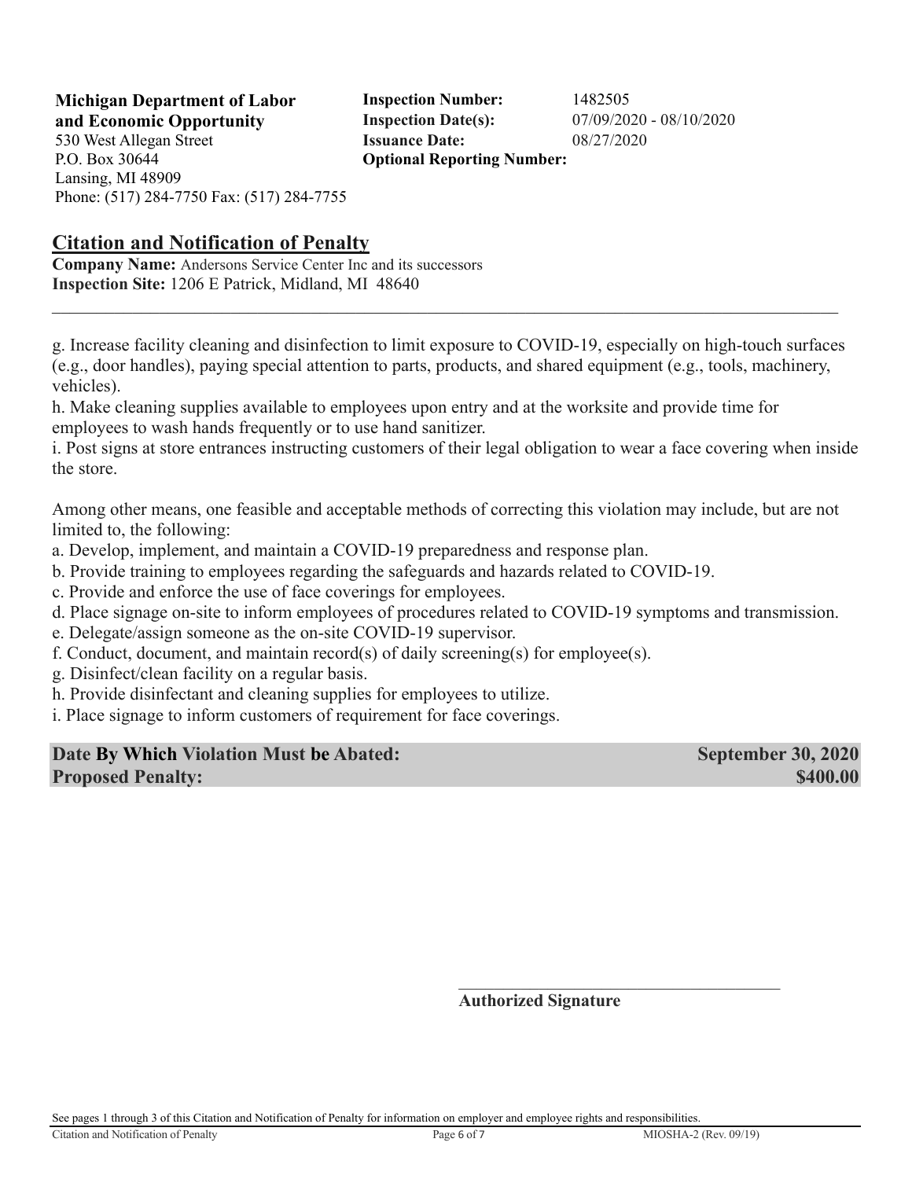**Michigan Department of Labor and Economic Opportunity**
530 West Allegan Street
P.O. Box 30644
Lansing, MI 48909
Phone: (517) 284-7750 Fax: (517) 284-7755

**Inspection Number:** 1482505
**Inspection Date(s):** 07/09/2020 - 08/10/2020
**Issuance Date:** 08/27/2020
**Optional Reporting Number:**

## Citation and Notification of Penalty

**Company Name:** Andersons Service Center Inc and its successors
**Inspection Site:** 1206 E Patrick, Midland, MI 48640

---

g. Increase facility cleaning and disinfection to limit exposure to COVID-19, especially on high-touch surfaces (e.g., door handles), paying special attention to parts, products, and shared equipment (e.g., tools, machinery, vehicles).
h. Make cleaning supplies available to employees upon entry and at the worksite and provide time for employees to wash hands frequently or to use hand sanitizer.
i. Post signs at store entrances instructing customers of their legal obligation to wear a face covering when inside the store.

Among other means, one feasible and acceptable methods of correcting this violation may include, but are not limited to, the following:
a. Develop, implement, and maintain a COVID-19 preparedness and response plan.
b. Provide training to employees regarding the safeguards and hazards related to COVID-19.
c. Provide and enforce the use of face coverings for employees.
d. Place signage on-site to inform employees of procedures related to COVID-19 symptoms and transmission.
e. Delegate/assign someone as the on-site COVID-19 supervisor.
f. Conduct, document, and maintain record(s) of daily screening(s) for employee(s).
g. Disinfect/clean facility on a regular basis.
h. Provide disinfectant and cleaning supplies for employees to utilize.
i. Place signage to inform customers of requirement for face coverings.

**Date By Which Violation Must be Abated:** **September 30, 2020**
**Proposed Penalty:** **$400.00**

\_\_\_\_\_\_\_\_\_\_\_\_\_\_\_\_\_\_\_\_\_\_\_\_\_\_\_\_\_\_\_\_\_\_\_\_\_\_\_\_
**Authorized Signature**

See pages 1 through 3 of this Citation and Notification of Penalty for information on employer and employee rights and responsibilities.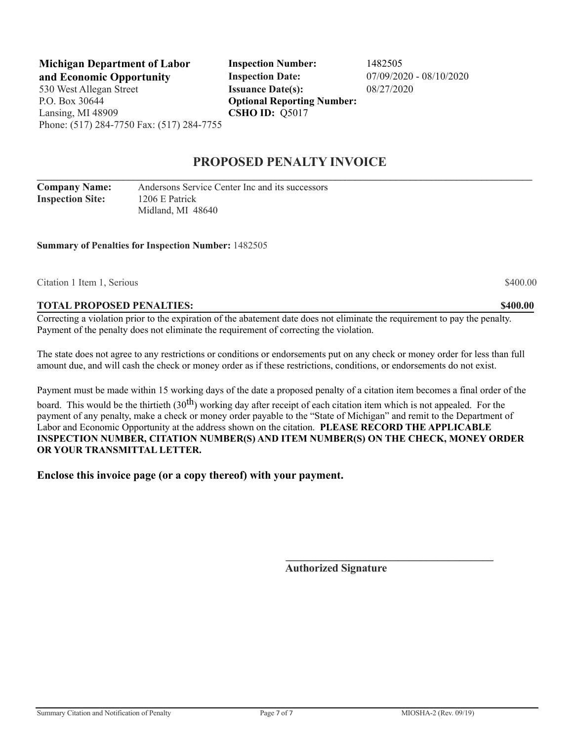**Michigan Department of Labor and Economic Opportunity**
530 West Allegan Street
P.O. Box 30644
Lansing, MI 48909
Phone: (517) 284-7750 Fax: (517) 284-7755

**Inspection Number:** 1482505
**Inspection Date:** 07/09/2020 - 08/10/2020
**Issuance Date(s):** 08/27/2020
**Optional Reporting Number:**
**CSHO ID:** Q5017

# PROPOSED PENALTY INVOICE

**Company Name:** Andersons Service Center Inc and its successors
**Inspection Site:** 1206 E Patrick
Midland, MI 48640

**Summary of Penalties for Inspection Number:** 1482505

| | |
|---|---|
| Citation 1 Item 1, Serious | $400.00 |
| **TOTAL PROPOSED PENALTIES:** | **$400.00** |

Correcting a violation prior to the expiration of the abatement date does not eliminate the requirement to pay the penalty. Payment of the penalty does not eliminate the requirement of correcting the violation.

The state does not agree to any restrictions or conditions or endorsements put on any check or money order for less than full amount due, and will cash the check or money order as if these restrictions, conditions, or endorsements do not exist.

Payment must be made within 15 working days of the date a proposed penalty of a citation item becomes a final order of the board. This would be the thirtieth (30th) working day after receipt of each citation item which is not appealed. For the payment of any penalty, make a check or money order payable to the "State of Michigan" and remit to the Department of Labor and Economic Opportunity at the address shown on the citation. **PLEASE RECORD THE APPLICABLE INSPECTION NUMBER, CITATION NUMBER(S) AND ITEM NUMBER(S) ON THE CHECK, MONEY ORDER OR YOUR TRANSMITTAL LETTER.**

**Enclose this invoice page (or a copy thereof) with your payment.**

\_\_\_\_\_\_\_\_\_\_\_\_\_\_\_\_\_\_\_\_\_\_\_\_\_\_\_\_\_\_\_\_\_\_\_\_\_\_\_\_
**Authorized Signature**